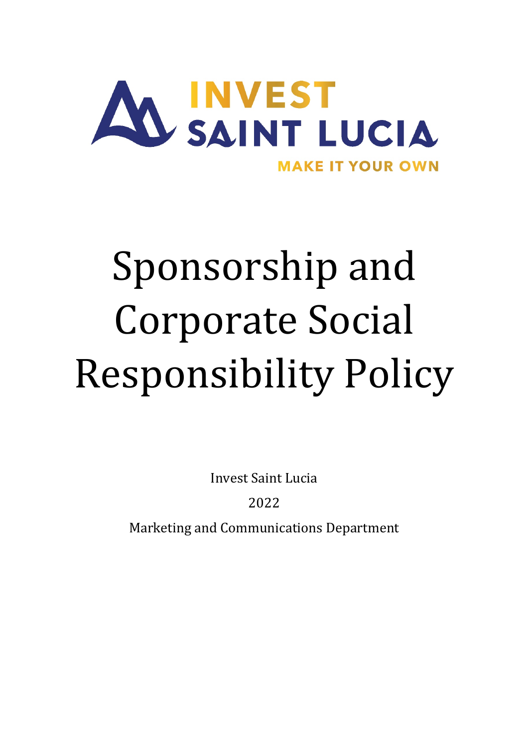INVEST SAINT LUCIA

MAKE IT YOUR OWN

# Sponsorship and Corporate Social Responsibility Policy

Invest Saint Lucia

2022

Marketing and Communications Department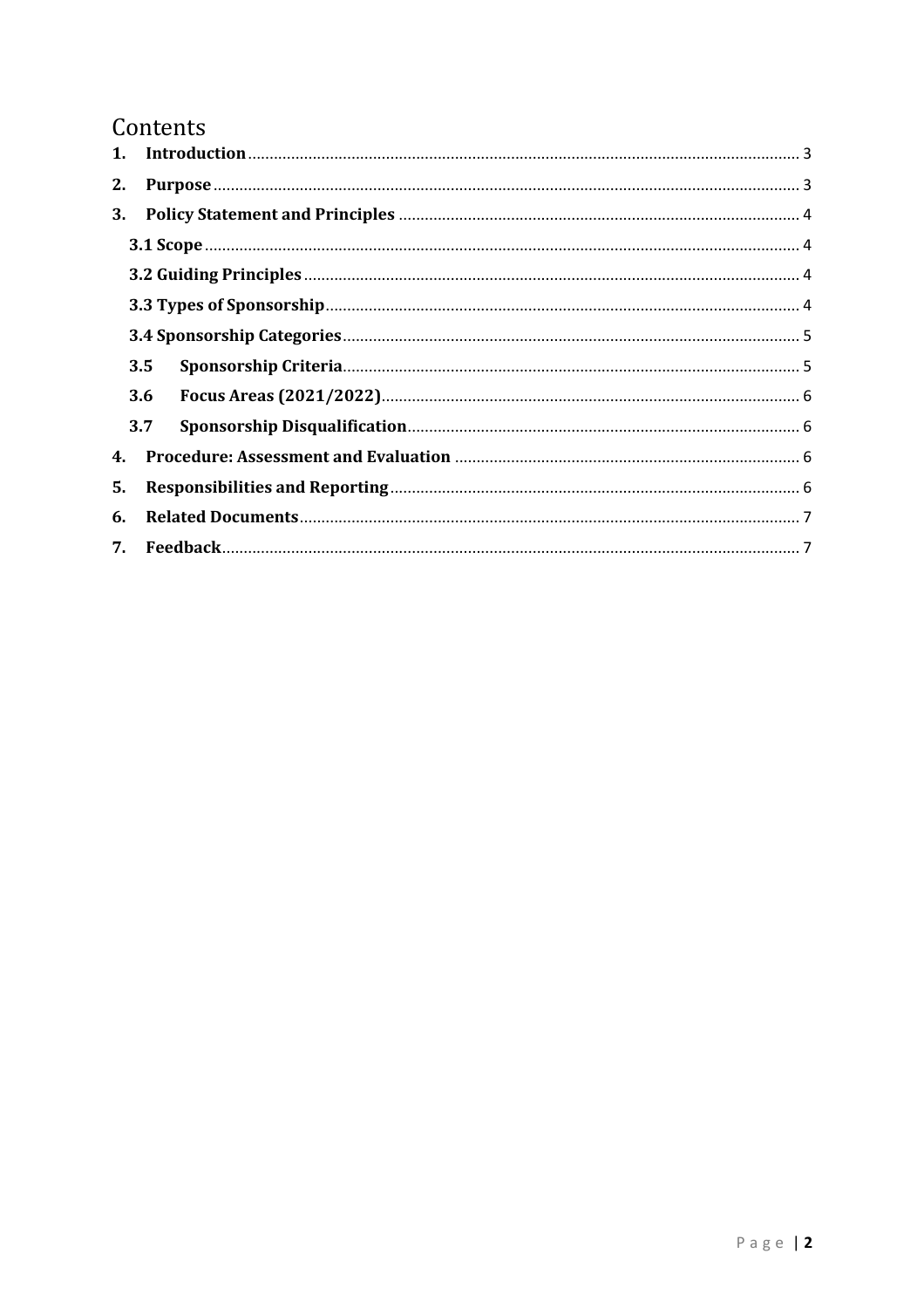# Contents

1. **Introduction** ........................................................................................................ 3
2. **Purpose** ................................................................................................................ 3
3. **Policy Statement and Principles** ...................................................................... 4
   - **3.1 Scope** .............................................................................................................. 4
   - **3.2 Guiding Principles** ........................................................................................ 4
   - **3.3 Types of Sponsorship** ................................................................................... 4
   - **3.4 Sponsorship Categories** ............................................................................... 5
   - **3.5 Sponsorship Criteria** ..................................................................................... 5
   - **3.6 Focus Areas (2021/2022)** ............................................................................. 6
   - **3.7 Sponsorship Disqualification** ...................................................................... 6
4. **Procedure: Assessment and Evaluation** ........................................................... 6
5. **Responsibilities and Reporting** ........................................................................ 6
6. **Related Documents** ............................................................................................ 7
7. **Feedback** ............................................................................................................. 7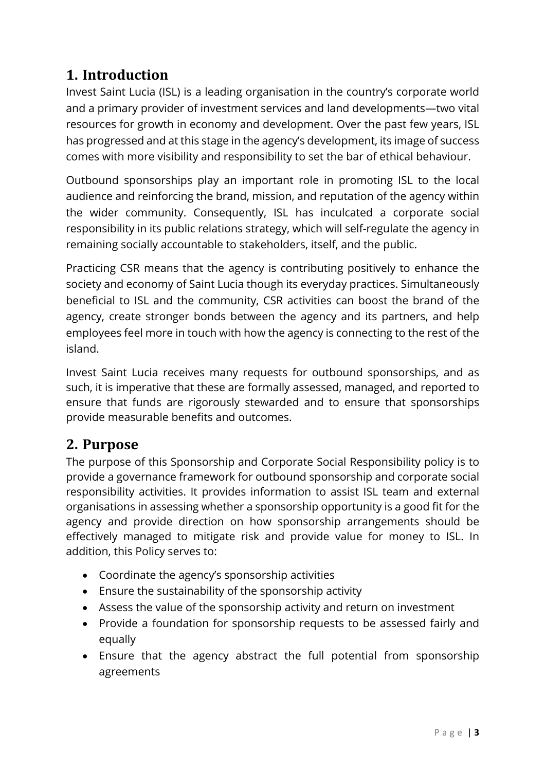## 1. Introduction

Invest Saint Lucia (ISL) is a leading organisation in the country's corporate world and a primary provider of investment services and land developments—two vital resources for growth in economy and development. Over the past few years, ISL has progressed and at this stage in the agency's development, its image of success comes with more visibility and responsibility to set the bar of ethical behaviour.

Outbound sponsorships play an important role in promoting ISL to the local audience and reinforcing the brand, mission, and reputation of the agency within the wider community. Consequently, ISL has inculcated a corporate social responsibility in its public relations strategy, which will self-regulate the agency in remaining socially accountable to stakeholders, itself, and the public.

Practicing CSR means that the agency is contributing positively to enhance the society and economy of Saint Lucia though its everyday practices. Simultaneously beneficial to ISL and the community, CSR activities can boost the brand of the agency, create stronger bonds between the agency and its partners, and help employees feel more in touch with how the agency is connecting to the rest of the island.

Invest Saint Lucia receives many requests for outbound sponsorships, and as such, it is imperative that these are formally assessed, managed, and reported to ensure that funds are rigorously stewarded and to ensure that sponsorships provide measurable benefits and outcomes.

## 2. Purpose

The purpose of this Sponsorship and Corporate Social Responsibility policy is to provide a governance framework for outbound sponsorship and corporate social responsibility activities. It provides information to assist ISL team and external organisations in assessing whether a sponsorship opportunity is a good fit for the agency and provide direction on how sponsorship arrangements should be effectively managed to mitigate risk and provide value for money to ISL. In addition, this Policy serves to:

- Coordinate the agency's sponsorship activities
- Ensure the sustainability of the sponsorship activity
- Assess the value of the sponsorship activity and return on investment
- Provide a foundation for sponsorship requests to be assessed fairly and equally
- Ensure that the agency abstract the full potential from sponsorship agreements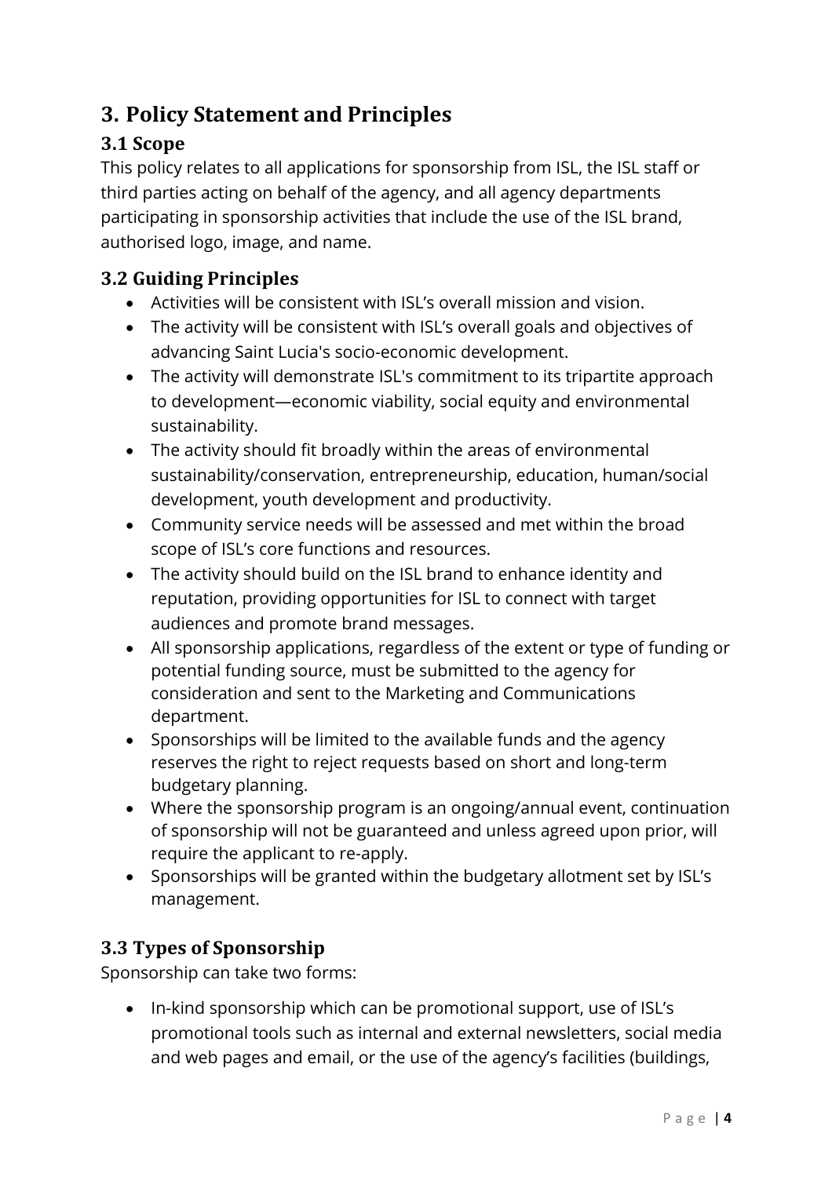# 3. Policy Statement and Principles

## 3.1 Scope

This policy relates to all applications for sponsorship from ISL, the ISL staff or third parties acting on behalf of the agency, and all agency departments participating in sponsorship activities that include the use of the ISL brand, authorised logo, image, and name.

## 3.2 Guiding Principles

- Activities will be consistent with ISL's overall mission and vision.
- The activity will be consistent with ISL's overall goals and objectives of advancing Saint Lucia's socio-economic development.
- The activity will demonstrate ISL's commitment to its tripartite approach to development—economic viability, social equity and environmental sustainability.
- The activity should fit broadly within the areas of environmental sustainability/conservation, entrepreneurship, education, human/social development, youth development and productivity.
- Community service needs will be assessed and met within the broad scope of ISL's core functions and resources.
- The activity should build on the ISL brand to enhance identity and reputation, providing opportunities for ISL to connect with target audiences and promote brand messages.
- All sponsorship applications, regardless of the extent or type of funding or potential funding source, must be submitted to the agency for consideration and sent to the Marketing and Communications department.
- Sponsorships will be limited to the available funds and the agency reserves the right to reject requests based on short and long-term budgetary planning.
- Where the sponsorship program is an ongoing/annual event, continuation of sponsorship will not be guaranteed and unless agreed upon prior, will require the applicant to re-apply.
- Sponsorships will be granted within the budgetary allotment set by ISL's management.

## 3.3 Types of Sponsorship

Sponsorship can take two forms:

- In-kind sponsorship which can be promotional support, use of ISL's promotional tools such as internal and external newsletters, social media and web pages and email, or the use of the agency's facilities (buildings,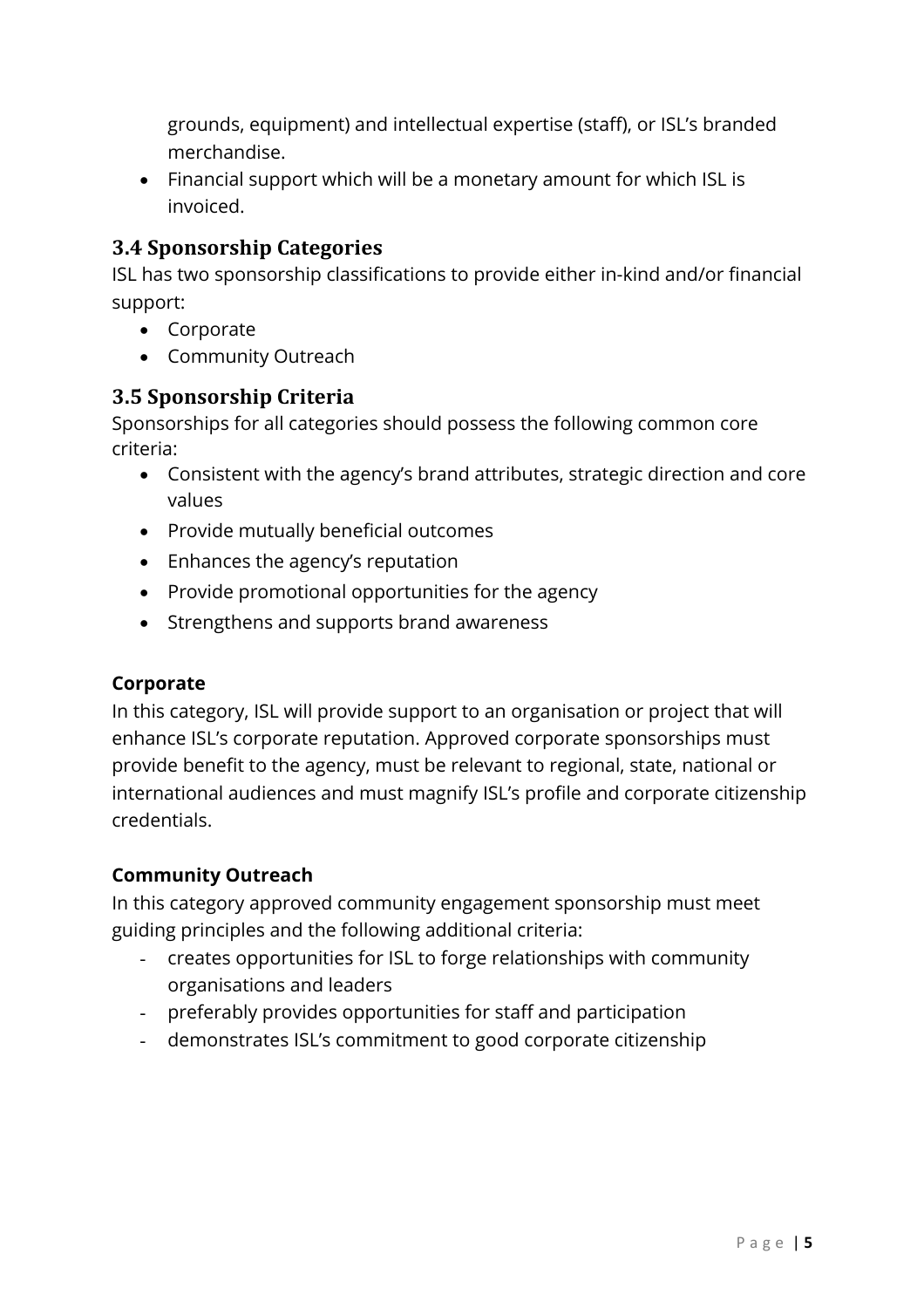grounds, equipment) and intellectual expertise (staff), or ISL's branded merchandise.
- Financial support which will be a monetary amount for which ISL is invoiced.

### 3.4 Sponsorship Categories

ISL has two sponsorship classifications to provide either in-kind and/or financial support:

- Corporate
- Community Outreach

### 3.5 Sponsorship Criteria

Sponsorships for all categories should possess the following common core criteria:

- Consistent with the agency's brand attributes, strategic direction and core values
- Provide mutually beneficial outcomes
- Enhances the agency's reputation
- Provide promotional opportunities for the agency
- Strengthens and supports brand awareness

**Corporate**

In this category, ISL will provide support to an organisation or project that will enhance ISL's corporate reputation. Approved corporate sponsorships must provide benefit to the agency, must be relevant to regional, state, national or international audiences and must magnify ISL's profile and corporate citizenship credentials.

**Community Outreach**

In this category approved community engagement sponsorship must meet guiding principles and the following additional criteria:

- creates opportunities for ISL to forge relationships with community organisations and leaders
- preferably provides opportunities for staff and participation
- demonstrates ISL's commitment to good corporate citizenship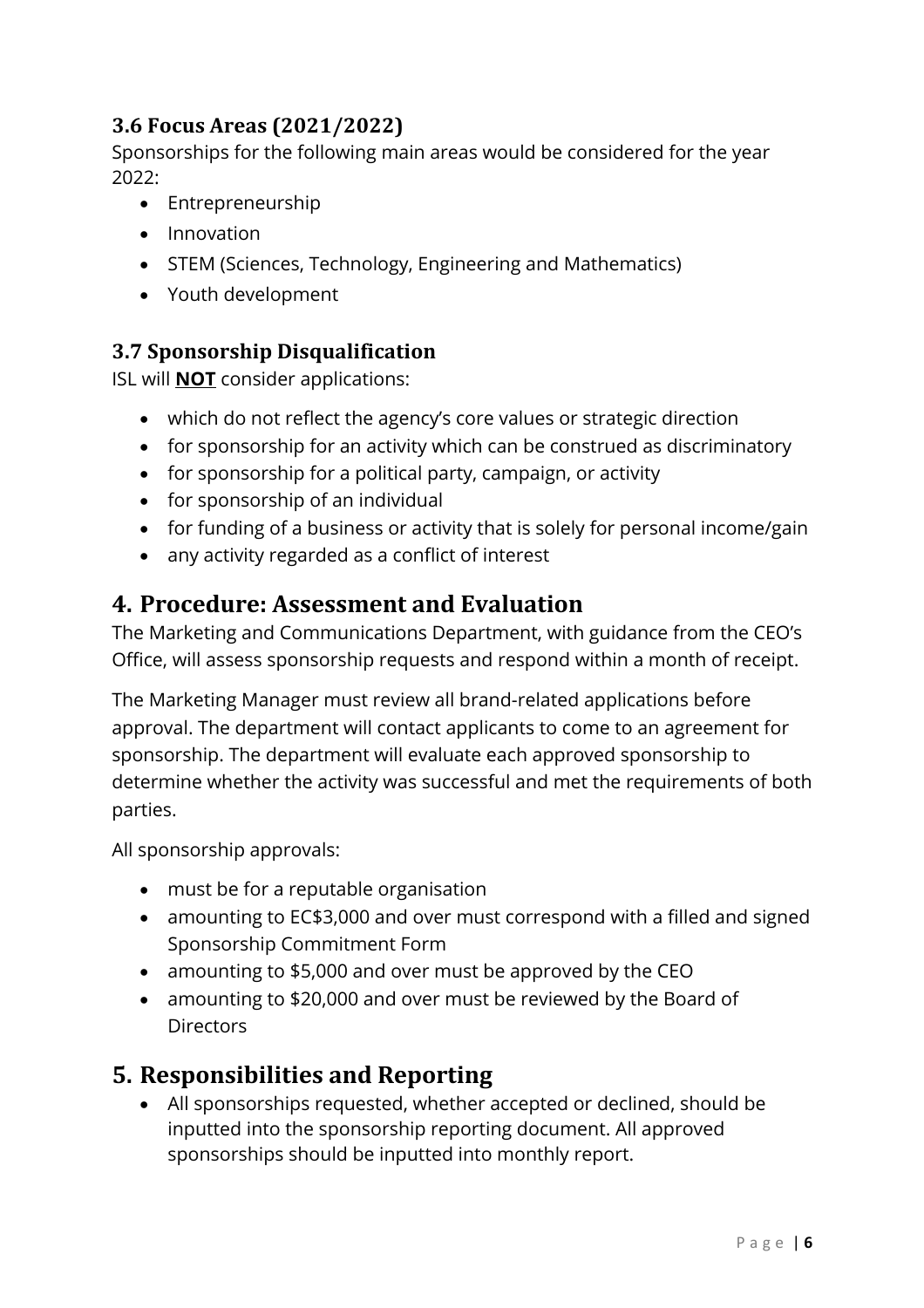### 3.6 Focus Areas (2021/2022)

Sponsorships for the following main areas would be considered for the year 2022:

- Entrepreneurship
- Innovation
- STEM (Sciences, Technology, Engineering and Mathematics)
- Youth development

### 3.7 Sponsorship Disqualification

ISL will **NOT** consider applications:

- which do not reflect the agency's core values or strategic direction
- for sponsorship for an activity which can be construed as discriminatory
- for sponsorship for a political party, campaign, or activity
- for sponsorship of an individual
- for funding of a business or activity that is solely for personal income/gain
- any activity regarded as a conflict of interest

## 4. Procedure: Assessment and Evaluation

The Marketing and Communications Department, with guidance from the CEO's Office, will assess sponsorship requests and respond within a month of receipt.

The Marketing Manager must review all brand-related applications before approval. The department will contact applicants to come to an agreement for sponsorship. The department will evaluate each approved sponsorship to determine whether the activity was successful and met the requirements of both parties.

All sponsorship approvals:

- must be for a reputable organisation
- amounting to EC$3,000 and over must correspond with a filled and signed Sponsorship Commitment Form
- amounting to $5,000 and over must be approved by the CEO
- amounting to $20,000 and over must be reviewed by the Board of Directors

## 5. Responsibilities and Reporting

- All sponsorships requested, whether accepted or declined, should be inputted into the sponsorship reporting document. All approved sponsorships should be inputted into monthly report.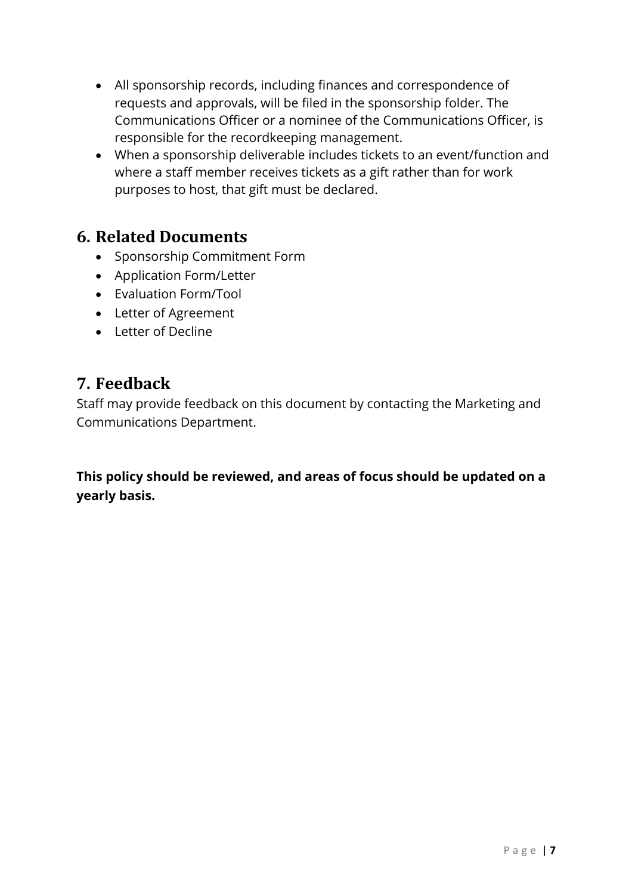- All sponsorship records, including finances and correspondence of requests and approvals, will be filed in the sponsorship folder. The Communications Officer or a nominee of the Communications Officer, is responsible for the recordkeeping management.
- When a sponsorship deliverable includes tickets to an event/function and where a staff member receives tickets as a gift rather than for work purposes to host, that gift must be declared.

## 6. Related Documents

- Sponsorship Commitment Form
- Application Form/Letter
- Evaluation Form/Tool
- Letter of Agreement
- Letter of Decline

## 7. Feedback

Staff may provide feedback on this document by contacting the Marketing and Communications Department.

**This policy should be reviewed, and areas of focus should be updated on a yearly basis.**